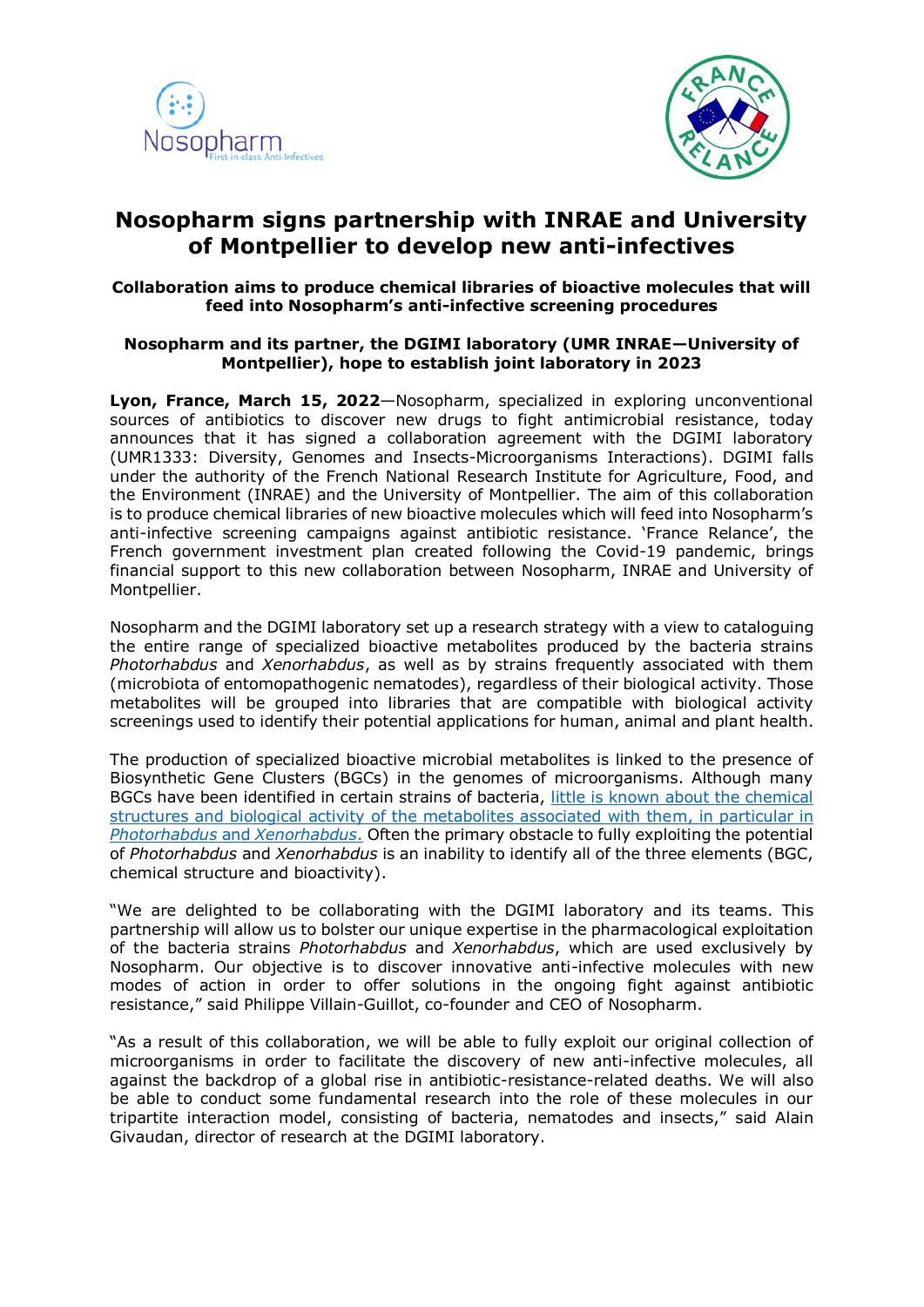# Nosopharm signs partnership with INRAE and University of Montpellier to develop new anti-infectives

**Collaboration aims to produce chemical libraries of bioactive molecules that will feed into Nosopharm's anti-infective screening procedures**

**Nosopharm and its partner, the DGIMI laboratory (UMR INRAE—University of Montpellier), hope to establish joint laboratory in 2023**

**Lyon, France, March 15, 2022**—Nosopharm, specialized in exploring unconventional sources of antibiotics to discover new drugs to fight antimicrobial resistance, today announces that it has signed a collaboration agreement with the DGIMI laboratory (UMR1333: Diversity, Genomes and Insects-Microorganisms Interactions). DGIMI falls under the authority of the French National Research Institute for Agriculture, Food, and the Environment (INRAE) and the University of Montpellier. The aim of this collaboration is to produce chemical libraries of new bioactive molecules which will feed into Nosopharm's anti-infective screening campaigns against antibiotic resistance. 'France Relance', the French government investment plan created following the Covid-19 pandemic, brings financial support to this new collaboration between Nosopharm, INRAE and University of Montpellier.

Nosopharm and the DGIMI laboratory set up a research strategy with a view to cataloguing the entire range of specialized bioactive metabolites produced by the bacteria strains *Photorhabdus* and *Xenorhabdus*, as well as by strains frequently associated with them (microbiota of entomopathogenic nematodes), regardless of their biological activity. Those metabolites will be grouped into libraries that are compatible with biological activity screenings used to identify their potential applications for human, animal and plant health.

The production of specialized bioactive microbial metabolites is linked to the presence of Biosynthetic Gene Clusters (BGCs) in the genomes of microorganisms. Although many BGCs have been identified in certain strains of bacteria, little is known about the chemical structures and biological activity of the metabolites associated with them, in particular in *Photorhabdus* and *Xenorhabdus*. Often the primary obstacle to fully exploiting the potential of *Photorhabdus* and *Xenorhabdus* is an inability to identify all of the three elements (BGC, chemical structure and bioactivity).

"We are delighted to be collaborating with the DGIMI laboratory and its teams. This partnership will allow us to bolster our unique expertise in the pharmacological exploitation of the bacteria strains *Photorhabdus* and *Xenorhabdus*, which are used exclusively by Nosopharm. Our objective is to discover innovative anti-infective molecules with new modes of action in order to offer solutions in the ongoing fight against antibiotic resistance," said Philippe Villain-Guillot, co-founder and CEO of Nosopharm.

"As a result of this collaboration, we will be able to fully exploit our original collection of microorganisms in order to facilitate the discovery of new anti-infective molecules, all against the backdrop of a global rise in antibiotic-resistance-related deaths. We will also be able to conduct some fundamental research into the role of these molecules in our tripartite interaction model, consisting of bacteria, nematodes and insects," said Alain Givaudan, director of research at the DGIMI laboratory.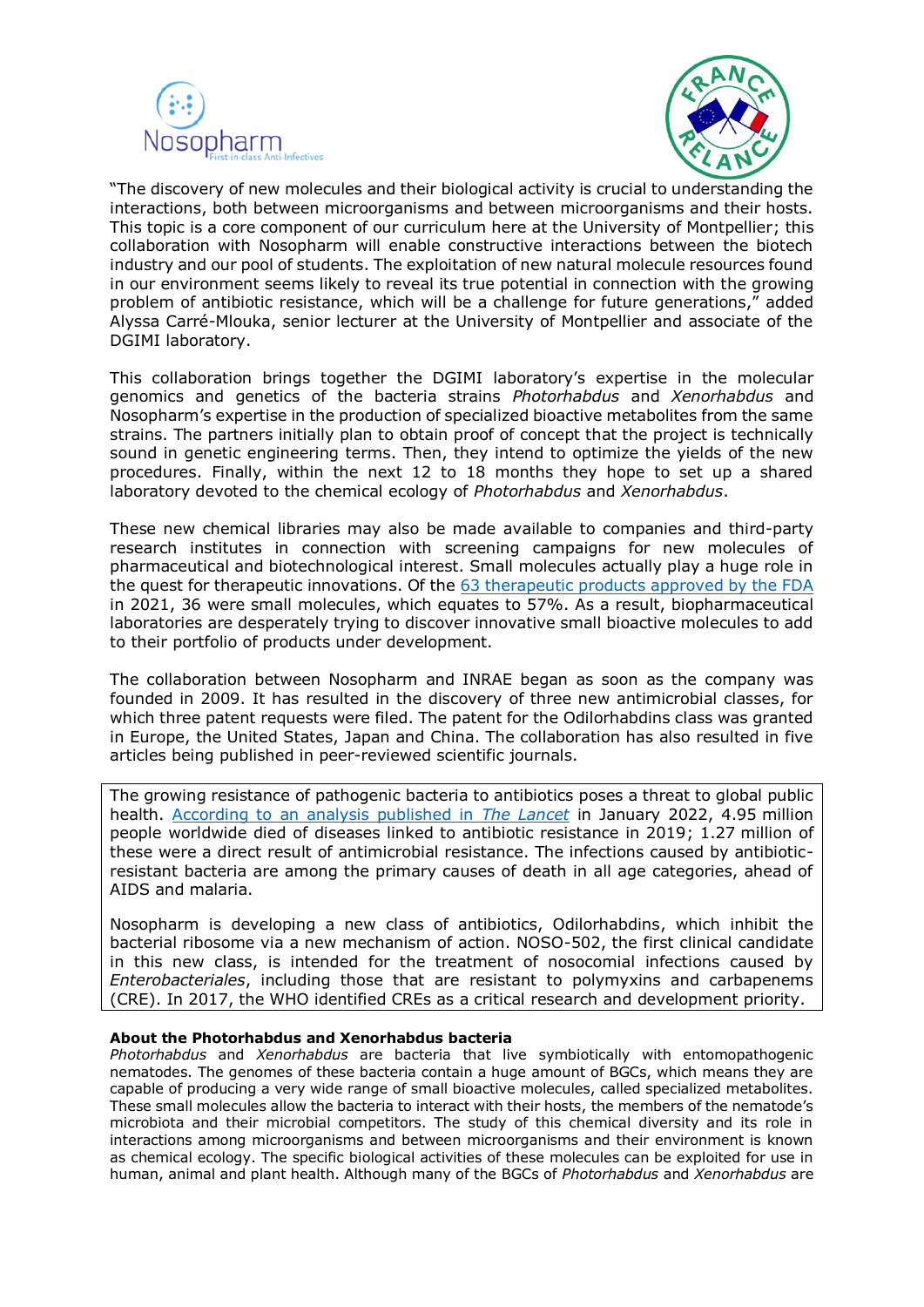"The discovery of new molecules and their biological activity is crucial to understanding the interactions, both between microorganisms and between microorganisms and their hosts. This topic is a core component of our curriculum here at the University of Montpellier; this collaboration with Nosopharm will enable constructive interactions between the biotech industry and our pool of students. The exploitation of new natural molecule resources found in our environment seems likely to reveal its true potential in connection with the growing problem of antibiotic resistance, which will be a challenge for future generations," added Alyssa Carré-Mlouka, senior lecturer at the University of Montpellier and associate of the DGIMI laboratory.

This collaboration brings together the DGIMI laboratory's expertise in the molecular genomics and genetics of the bacteria strains *Photorhabdus* and *Xenorhabdus* and Nosopharm's expertise in the production of specialized bioactive metabolites from the same strains. The partners initially plan to obtain proof of concept that the project is technically sound in genetic engineering terms. Then, they intend to optimize the yields of the new procedures. Finally, within the next 12 to 18 months they hope to set up a shared laboratory devoted to the chemical ecology of *Photorhabdus* and *Xenorhabdus*.

These new chemical libraries may also be made available to companies and third-party research institutes in connection with screening campaigns for new molecules of pharmaceutical and biotechnological interest. Small molecules actually play a huge role in the quest for therapeutic innovations. Of the 63 therapeutic products approved by the FDA in 2021, 36 were small molecules, which equates to 57%. As a result, biopharmaceutical laboratories are desperately trying to discover innovative small bioactive molecules to add to their portfolio of products under development.

The collaboration between Nosopharm and INRAE began as soon as the company was founded in 2009. It has resulted in the discovery of three new antimicrobial classes, for which three patent requests were filed. The patent for the Odilorhabdins class was granted in Europe, the United States, Japan and China. The collaboration has also resulted in five articles being published in peer-reviewed scientific journals.

The growing resistance of pathogenic bacteria to antibiotics poses a threat to global public health. According to an analysis published in *The Lancet* in January 2022, 4.95 million people worldwide died of diseases linked to antibiotic resistance in 2019; 1.27 million of these were a direct result of antimicrobial resistance. The infections caused by antibiotic-resistant bacteria are among the primary causes of death in all age categories, ahead of AIDS and malaria.

Nosopharm is developing a new class of antibiotics, Odilorhabdins, which inhibit the bacterial ribosome via a new mechanism of action. NOSO-502, the first clinical candidate in this new class, is intended for the treatment of nosocomial infections caused by *Enterobacteriales*, including those that are resistant to polymyxins and carbapenems (CRE). In 2017, the WHO identified CREs as a critical research and development priority.

**About the Photorhabdus and Xenorhabdus bacteria**

*Photorhabdus* and *Xenorhabdus* are bacteria that live symbiotically with entomopathogenic nematodes. The genomes of these bacteria contain a huge amount of BGCs, which means they are capable of producing a very wide range of small bioactive molecules, called specialized metabolites. These small molecules allow the bacteria to interact with their hosts, the members of the nematode's microbiota and their microbial competitors. The study of this chemical diversity and its role in interactions among microorganisms and between microorganisms and their environment is known as chemical ecology. The specific biological activities of these molecules can be exploited for use in human, animal and plant health. Although many of the BGCs of *Photorhabdus* and *Xenorhabdus* are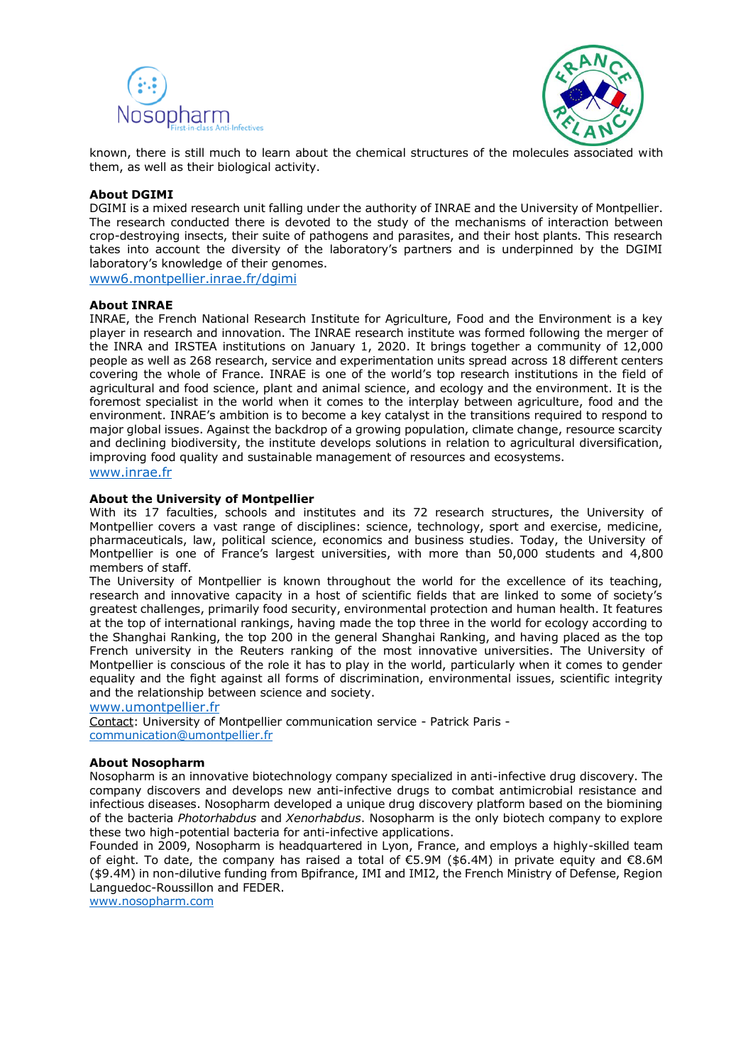known, there is still much to learn about the chemical structures of the molecules associated with them, as well as their biological activity.

**About DGIMI**

DGIMI is a mixed research unit falling under the authority of INRAE and the University of Montpellier. The research conducted there is devoted to the study of the mechanisms of interaction between crop-destroying insects, their suite of pathogens and parasites, and their host plants. This research takes into account the diversity of the laboratory's partners and is underpinned by the DGIMI laboratory's knowledge of their genomes.

www6.montpellier.inrae.fr/dgimi

**About INRAE**

INRAE, the French National Research Institute for Agriculture, Food and the Environment is a key player in research and innovation. The INRAE research institute was formed following the merger of the INRA and IRSTEA institutions on January 1, 2020. It brings together a community of 12,000 people as well as 268 research, service and experimentation units spread across 18 different centers covering the whole of France. INRAE is one of the world's top research institutions in the field of agricultural and food science, plant and animal science, and ecology and the environment. It is the foremost specialist in the world when it comes to the interplay between agriculture, food and the environment. INRAE's ambition is to become a key catalyst in the transitions required to respond to major global issues. Against the backdrop of a growing population, climate change, resource scarcity and declining biodiversity, the institute develops solutions in relation to agricultural diversification, improving food quality and sustainable management of resources and ecosystems.

www.inrae.fr

**About the University of Montpellier**

With its 17 faculties, schools and institutes and its 72 research structures, the University of Montpellier covers a vast range of disciplines: science, technology, sport and exercise, medicine, pharmaceuticals, law, political science, economics and business studies. Today, the University of Montpellier is one of France's largest universities, with more than 50,000 students and 4,800 members of staff.

The University of Montpellier is known throughout the world for the excellence of its teaching, research and innovative capacity in a host of scientific fields that are linked to some of society's greatest challenges, primarily food security, environmental protection and human health. It features at the top of international rankings, having made the top three in the world for ecology according to the Shanghai Ranking, the top 200 in the general Shanghai Ranking, and having placed as the top French university in the Reuters ranking of the most innovative universities. The University of Montpellier is conscious of the role it has to play in the world, particularly when it comes to gender equality and the fight against all forms of discrimination, environmental issues, scientific integrity and the relationship between science and society.

www.umontpellier.fr

Contact: University of Montpellier communication service - Patrick Paris - communication@umontpellier.fr

**About Nosopharm**

Nosopharm is an innovative biotechnology company specialized in anti-infective drug discovery. The company discovers and develops new anti-infective drugs to combat antimicrobial resistance and infectious diseases. Nosopharm developed a unique drug discovery platform based on the biomining of the bacteria *Photorhabdus* and *Xenorhabdus*. Nosopharm is the only biotech company to explore these two high-potential bacteria for anti-infective applications.

Founded in 2009, Nosopharm is headquartered in Lyon, France, and employs a highly-skilled team of eight. To date, the company has raised a total of €5.9M ($6.4M) in private equity and €8.6M ($9.4M) in non-dilutive funding from Bpifrance, IMI and IMI2, the French Ministry of Defense, Region Languedoc-Roussillon and FEDER.

www.nosopharm.com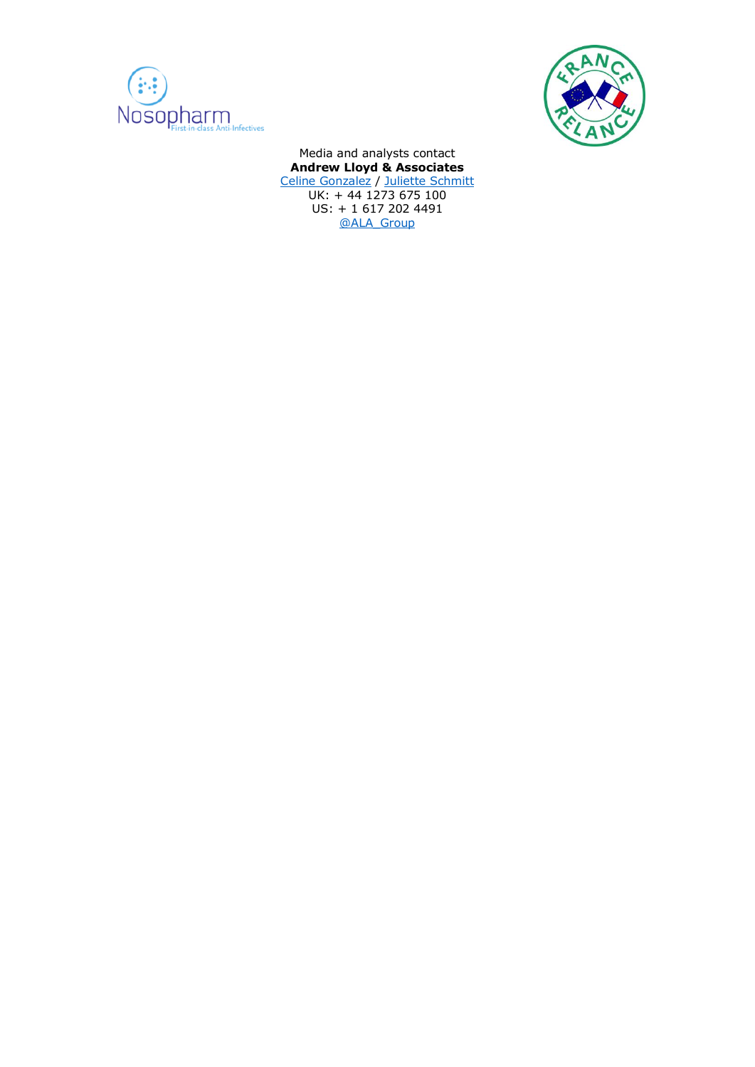Media and analysts contact
**Andrew Lloyd & Associates**
Celine Gonzalez / Juliette Schmitt
UK: + 44 1273 675 100
US: + 1 617 202 4491
@ALA_Group